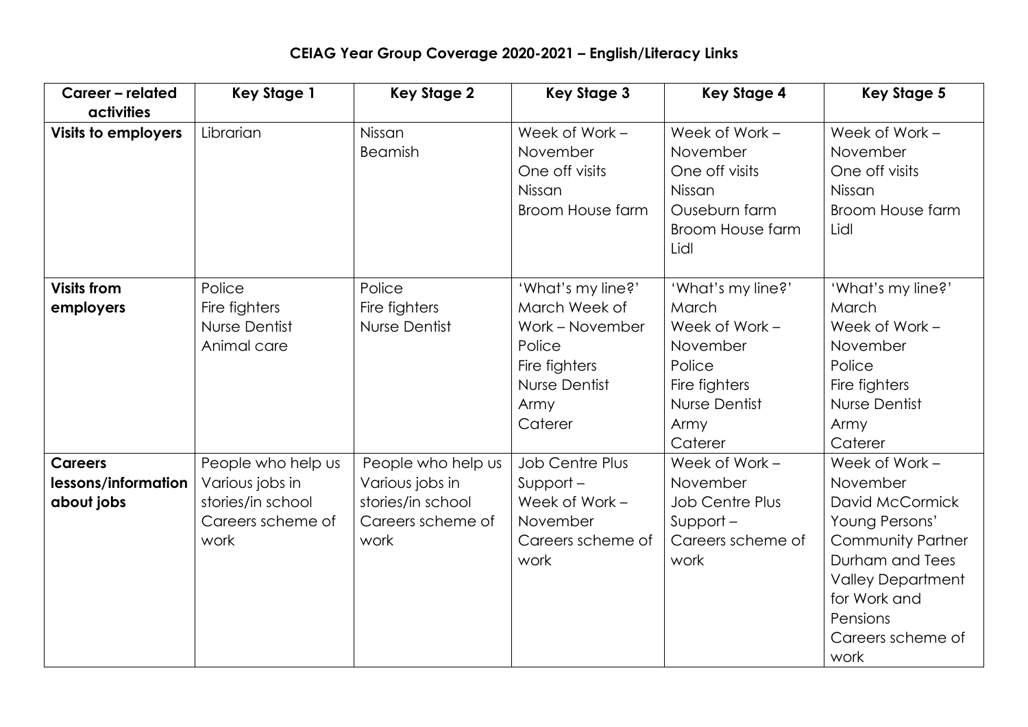# CEIAG Year Group Coverage 2020-2021 – English/Literacy Links

| Career – related activities | Key Stage 1 | Key Stage 2 | Key Stage 3 | Key Stage 4 | Key Stage 5 |
|---|---|---|---|---|---|
| **Visits to employers** | Librarian | Nissan<br>Beamish | Week of Work – November<br>One off visits<br>Nissan<br>Broom House farm | Week of Work – November<br>One off visits<br>Nissan<br>Ouseburn farm<br>Broom House farm<br>Lidl | Week of Work – November<br>One off visits<br>Nissan<br>Broom House farm<br>Lidl |
| **Visits from employers** | Police<br>Fire fighters<br>Nurse Dentist<br>Animal care | Police<br>Fire fighters<br>Nurse Dentist | 'What's my line?' March Week of Work – November<br>Police<br>Fire fighters<br>Nurse Dentist<br>Army<br>Caterer | 'What's my line?' March<br>Week of Work – November<br>Police<br>Fire fighters<br>Nurse Dentist<br>Army<br>Caterer | 'What's my line?' March<br>Week of Work – November<br>Police<br>Fire fighters<br>Nurse Dentist<br>Army<br>Caterer |
| **Careers lessons/information about jobs** | People who help us<br>Various jobs in stories/in school<br>Careers scheme of work | People who help us<br>Various jobs in stories/in school<br>Careers scheme of work | Job Centre Plus Support –<br>Week of Work – November<br>Careers scheme of work | Week of Work – November<br>Job Centre Plus Support –<br>Careers scheme of work | Week of Work – November<br>David McCormick Young Persons' Community Partner Durham and Tees Valley Department for Work and Pensions<br>Careers scheme of work |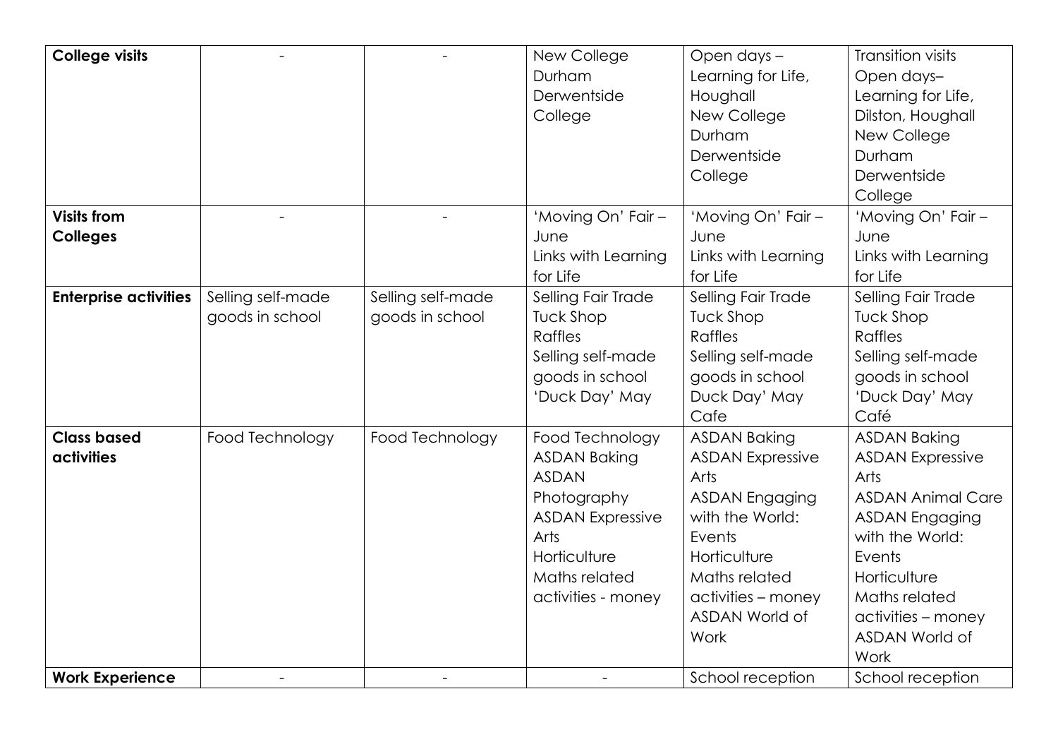| **College visits** | - | - | New College Durham<br>Derwentside College | Open days – Learning for Life, Houghall<br>New College Durham<br>Derwentside College | Transition visits<br>Open days– Learning for Life, Dilston, Houghall<br>New College Durham<br>Derwentside College |
|---|---|---|---|---|---|
| **Visits from Colleges** | - | - | 'Moving On' Fair – June<br>Links with Learning for Life | 'Moving On' Fair – June<br>Links with Learning for Life | 'Moving On' Fair – June<br>Links with Learning for Life |
| **Enterprise activities** | Selling self-made goods in school | Selling self-made goods in school | Selling Fair Trade<br>Tuck Shop<br>Raffles<br>Selling self-made goods in school<br>'Duck Day' May | Selling Fair Trade<br>Tuck Shop<br>Raffles<br>Selling self-made goods in school<br>Duck Day' May<br>Cafe | Selling Fair Trade<br>Tuck Shop<br>Raffles<br>Selling self-made goods in school<br>'Duck Day' May<br>Café |
| **Class based activities** | Food Technology | Food Technology | Food Technology<br>ASDAN Baking<br>ASDAN Photography<br>ASDAN Expressive Arts<br>Horticulture<br>Maths related activities - money | ASDAN Baking<br>ASDAN Expressive Arts<br>ASDAN Engaging with the World: Events<br>Horticulture<br>Maths related activities – money<br>ASDAN World of Work | ASDAN Baking<br>ASDAN Expressive Arts<br>ASDAN Animal Care<br>ASDAN Engaging with the World: Events<br>Horticulture<br>Maths related activities – money<br>ASDAN World of Work |
| **Work Experience** | - | - | - | School reception | School reception |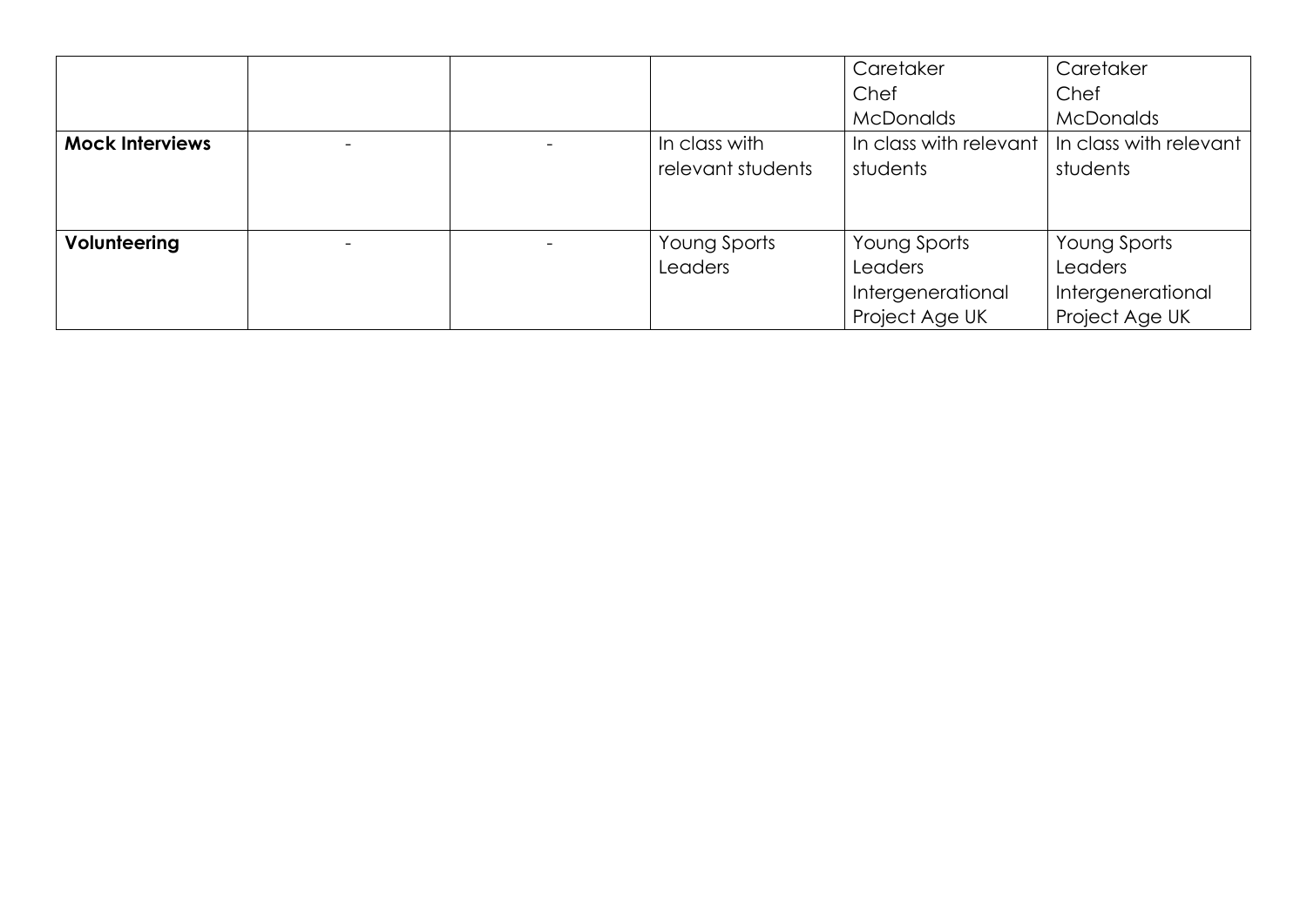| | | | | | |
|---|---|---|---|---|---|
| | | | | Caretaker<br>Chef<br>McDonalds | Caretaker<br>Chef<br>McDonalds |
| **Mock Interviews** | - | - | In class with relevant students | In class with relevant students | In class with relevant students |
| **Volunteering** | - | - | Young Sports Leaders | Young Sports Leaders<br>Intergenerational Project Age UK | Young Sports Leaders<br>Intergenerational Project Age UK |